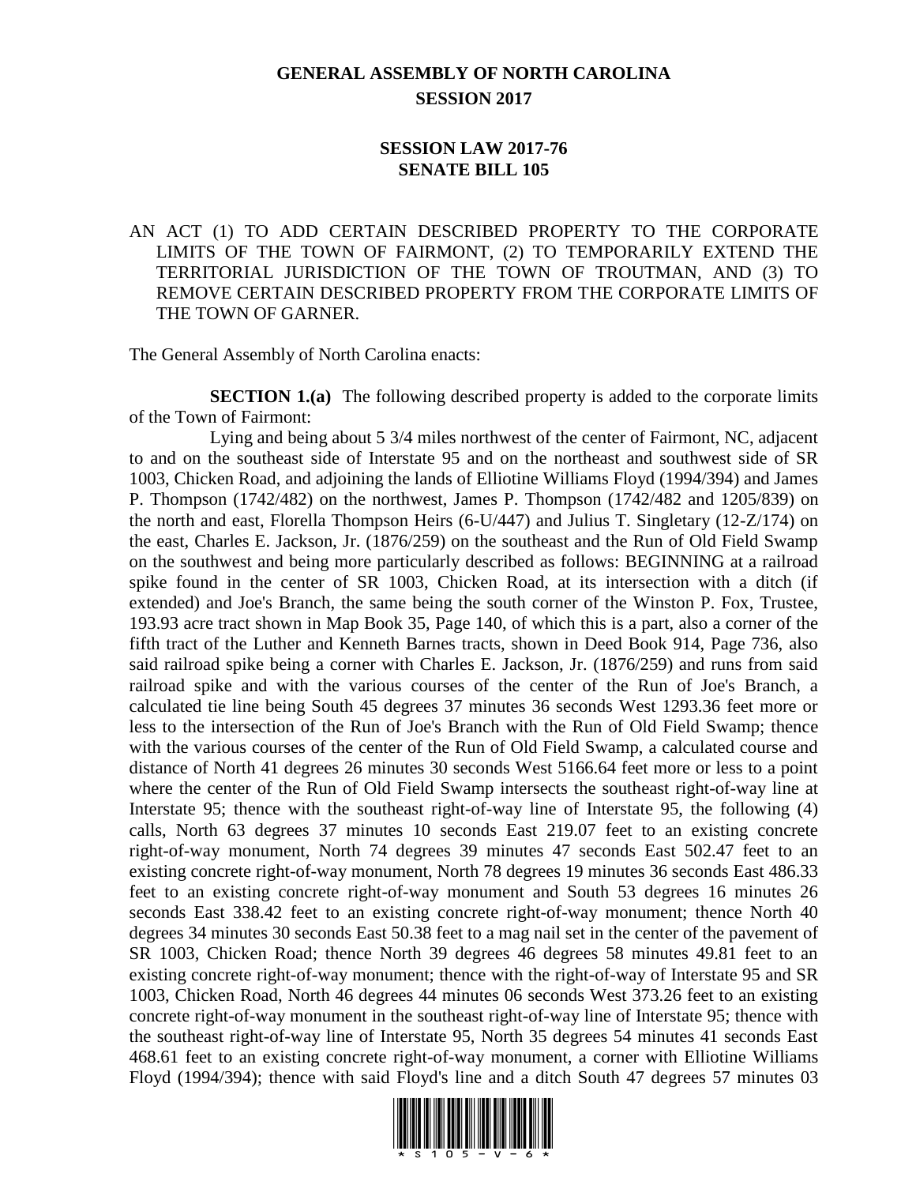# GENERAL ASSEMBLY OF NORTH CAROLINA
## SESSION 2017

## SESSION LAW 2017-76
## SENATE BILL 105

AN ACT (1) TO ADD CERTAIN DESCRIBED PROPERTY TO THE CORPORATE LIMITS OF THE TOWN OF FAIRMONT, (2) TO TEMPORARILY EXTEND THE TERRITORIAL JURISDICTION OF THE TOWN OF TROUTMAN, AND (3) TO REMOVE CERTAIN DESCRIBED PROPERTY FROM THE CORPORATE LIMITS OF THE TOWN OF GARNER.

The General Assembly of North Carolina enacts:

**SECTION 1.(a)** The following described property is added to the corporate limits of the Town of Fairmont:

Lying and being about 5 3/4 miles northwest of the center of Fairmont, NC, adjacent to and on the southeast side of Interstate 95 and on the northeast and southwest side of SR 1003, Chicken Road, and adjoining the lands of Elliotine Williams Floyd (1994/394) and James P. Thompson (1742/482) on the northwest, James P. Thompson (1742/482 and 1205/839) on the north and east, Florella Thompson Heirs (6-U/447) and Julius T. Singletary (12-Z/174) on the east, Charles E. Jackson, Jr. (1876/259) on the southeast and the Run of Old Field Swamp on the southwest and being more particularly described as follows: BEGINNING at a railroad spike found in the center of SR 1003, Chicken Road, at its intersection with a ditch (if extended) and Joe's Branch, the same being the south corner of the Winston P. Fox, Trustee, 193.93 acre tract shown in Map Book 35, Page 140, of which this is a part, also a corner of the fifth tract of the Luther and Kenneth Barnes tracts, shown in Deed Book 914, Page 736, also said railroad spike being a corner with Charles E. Jackson, Jr. (1876/259) and runs from said railroad spike and with the various courses of the center of the Run of Joe's Branch, a calculated tie line being South 45 degrees 37 minutes 36 seconds West 1293.36 feet more or less to the intersection of the Run of Joe's Branch with the Run of Old Field Swamp; thence with the various courses of the center of the Run of Old Field Swamp, a calculated course and distance of North 41 degrees 26 minutes 30 seconds West 5166.64 feet more or less to a point where the center of the Run of Old Field Swamp intersects the southeast right-of-way line at Interstate 95; thence with the southeast right-of-way line of Interstate 95, the following (4) calls, North 63 degrees 37 minutes 10 seconds East 219.07 feet to an existing concrete right-of-way monument, North 74 degrees 39 minutes 47 seconds East 502.47 feet to an existing concrete right-of-way monument, North 78 degrees 19 minutes 36 seconds East 486.33 feet to an existing concrete right-of-way monument and South 53 degrees 16 minutes 26 seconds East 338.42 feet to an existing concrete right-of-way monument; thence North 40 degrees 34 minutes 30 seconds East 50.38 feet to a mag nail set in the center of the pavement of SR 1003, Chicken Road; thence North 39 degrees 46 degrees 58 minutes 49.81 feet to an existing concrete right-of-way monument; thence with the right-of-way of Interstate 95 and SR 1003, Chicken Road, North 46 degrees 44 minutes 06 seconds West 373.26 feet to an existing concrete right-of-way monument in the southeast right-of-way line of Interstate 95; thence with the southeast right-of-way line of Interstate 95, North 35 degrees 54 minutes 41 seconds East 468.61 feet to an existing concrete right-of-way monument, a corner with Elliotine Williams Floyd (1994/394); thence with said Floyd's line and a ditch South 47 degrees 57 minutes 03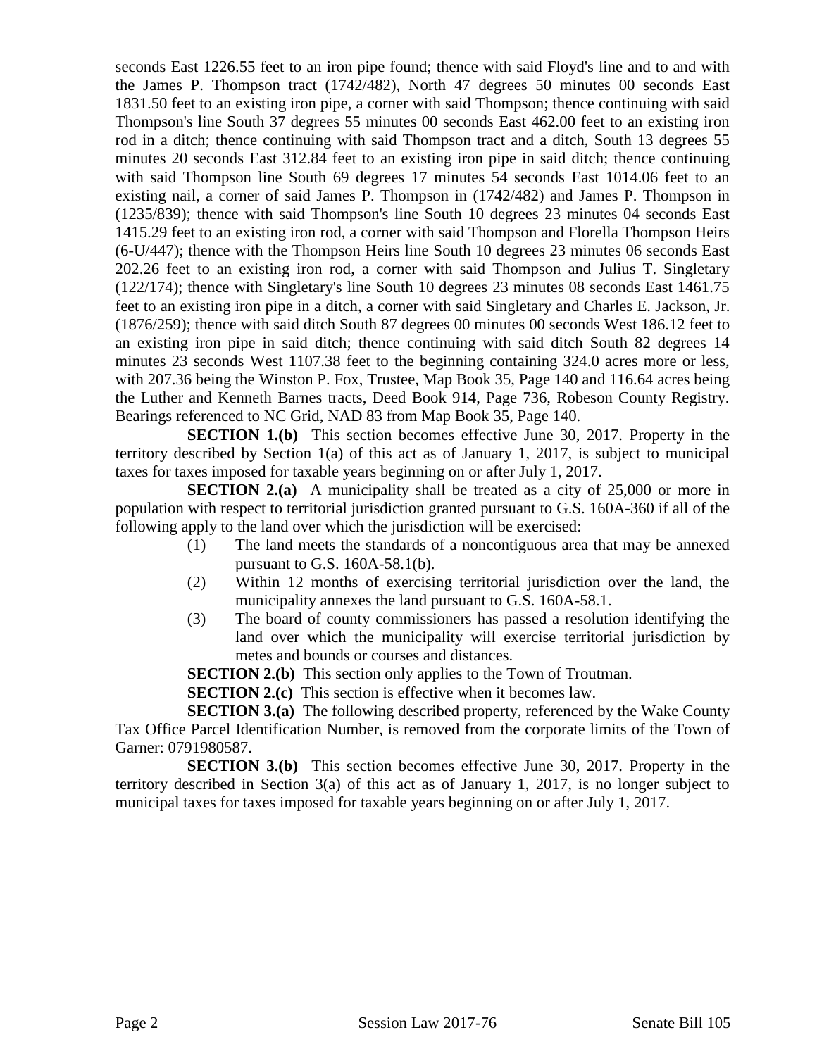seconds East 1226.55 feet to an iron pipe found; thence with said Floyd's line and to and with the James P. Thompson tract (1742/482), North 47 degrees 50 minutes 00 seconds East 1831.50 feet to an existing iron pipe, a corner with said Thompson; thence continuing with said Thompson's line South 37 degrees 55 minutes 00 seconds East 462.00 feet to an existing iron rod in a ditch; thence continuing with said Thompson tract and a ditch, South 13 degrees 55 minutes 20 seconds East 312.84 feet to an existing iron pipe in said ditch; thence continuing with said Thompson line South 69 degrees 17 minutes 54 seconds East 1014.06 feet to an existing nail, a corner of said James P. Thompson in (1742/482) and James P. Thompson in (1235/839); thence with said Thompson's line South 10 degrees 23 minutes 04 seconds East 1415.29 feet to an existing iron rod, a corner with said Thompson and Florella Thompson Heirs (6-U/447); thence with the Thompson Heirs line South 10 degrees 23 minutes 06 seconds East 202.26 feet to an existing iron rod, a corner with said Thompson and Julius T. Singletary (122/174); thence with Singletary's line South 10 degrees 23 minutes 08 seconds East 1461.75 feet to an existing iron pipe in a ditch, a corner with said Singletary and Charles E. Jackson, Jr. (1876/259); thence with said ditch South 87 degrees 00 minutes 00 seconds West 186.12 feet to an existing iron pipe in said ditch; thence continuing with said ditch South 82 degrees 14 minutes 23 seconds West 1107.38 feet to the beginning containing 324.0 acres more or less, with 207.36 being the Winston P. Fox, Trustee, Map Book 35, Page 140 and 116.64 acres being the Luther and Kenneth Barnes tracts, Deed Book 914, Page 736, Robeson County Registry. Bearings referenced to NC Grid, NAD 83 from Map Book 35, Page 140.

**SECTION 1.(b)** This section becomes effective June 30, 2017. Property in the territory described by Section 1(a) of this act as of January 1, 2017, is subject to municipal taxes for taxes imposed for taxable years beginning on or after July 1, 2017.

**SECTION 2.(a)** A municipality shall be treated as a city of 25,000 or more in population with respect to territorial jurisdiction granted pursuant to G.S. 160A-360 if all of the following apply to the land over which the jurisdiction will be exercised:

(1) The land meets the standards of a noncontiguous area that may be annexed pursuant to G.S. 160A-58.1(b).

(2) Within 12 months of exercising territorial jurisdiction over the land, the municipality annexes the land pursuant to G.S. 160A-58.1.

(3) The board of county commissioners has passed a resolution identifying the land over which the municipality will exercise territorial jurisdiction by metes and bounds or courses and distances.

**SECTION 2.(b)** This section only applies to the Town of Troutman.

**SECTION 2.(c)** This section is effective when it becomes law.

**SECTION 3.(a)** The following described property, referenced by the Wake County Tax Office Parcel Identification Number, is removed from the corporate limits of the Town of Garner: 0791980587.

**SECTION 3.(b)** This section becomes effective June 30, 2017. Property in the territory described in Section 3(a) of this act as of January 1, 2017, is no longer subject to municipal taxes for taxes imposed for taxable years beginning on or after July 1, 2017.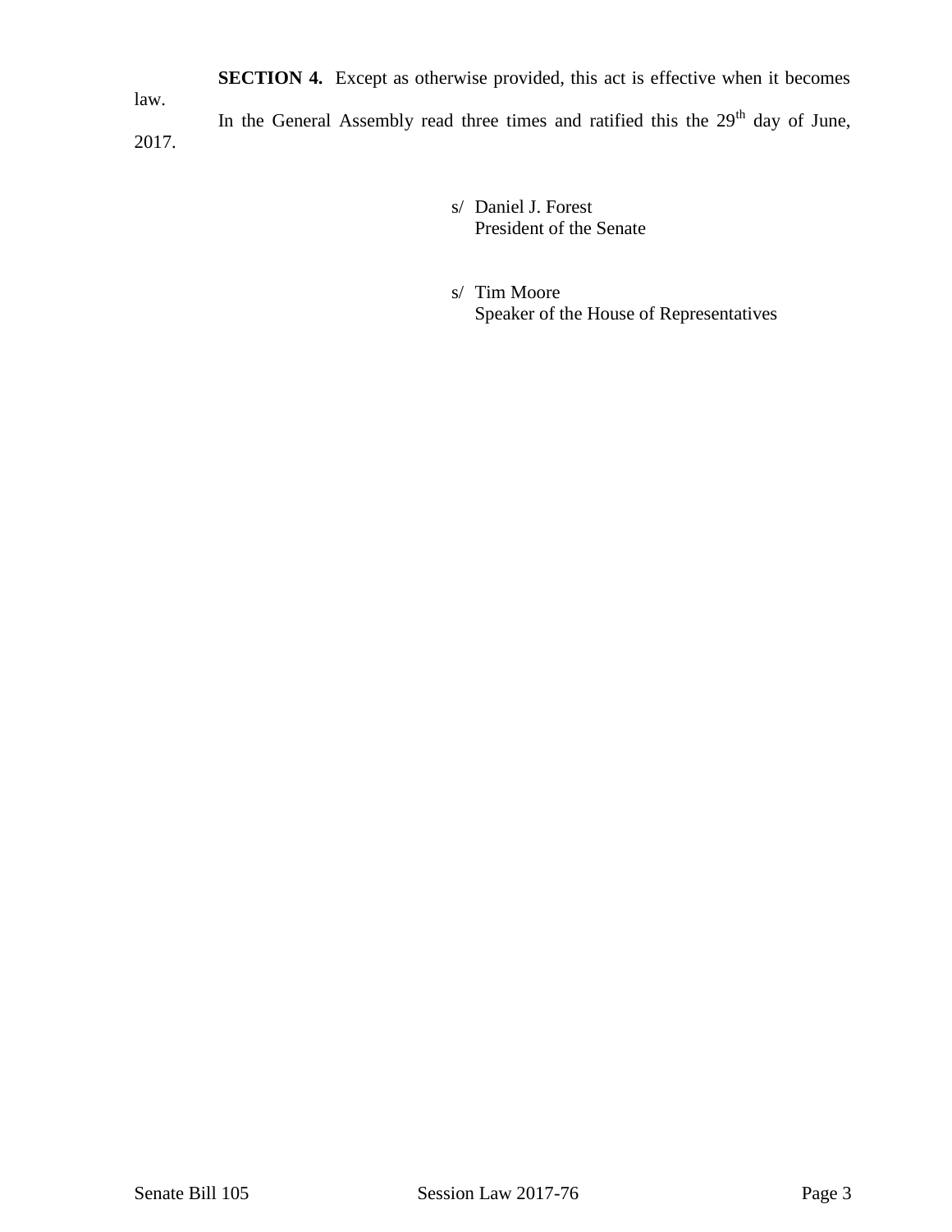**SECTION 4.** Except as otherwise provided, this act is effective when it becomes law.

In the General Assembly read three times and ratified this the 29th day of June, 2017.

s/ Daniel J. Forest
President of the Senate

s/ Tim Moore
Speaker of the House of Representatives